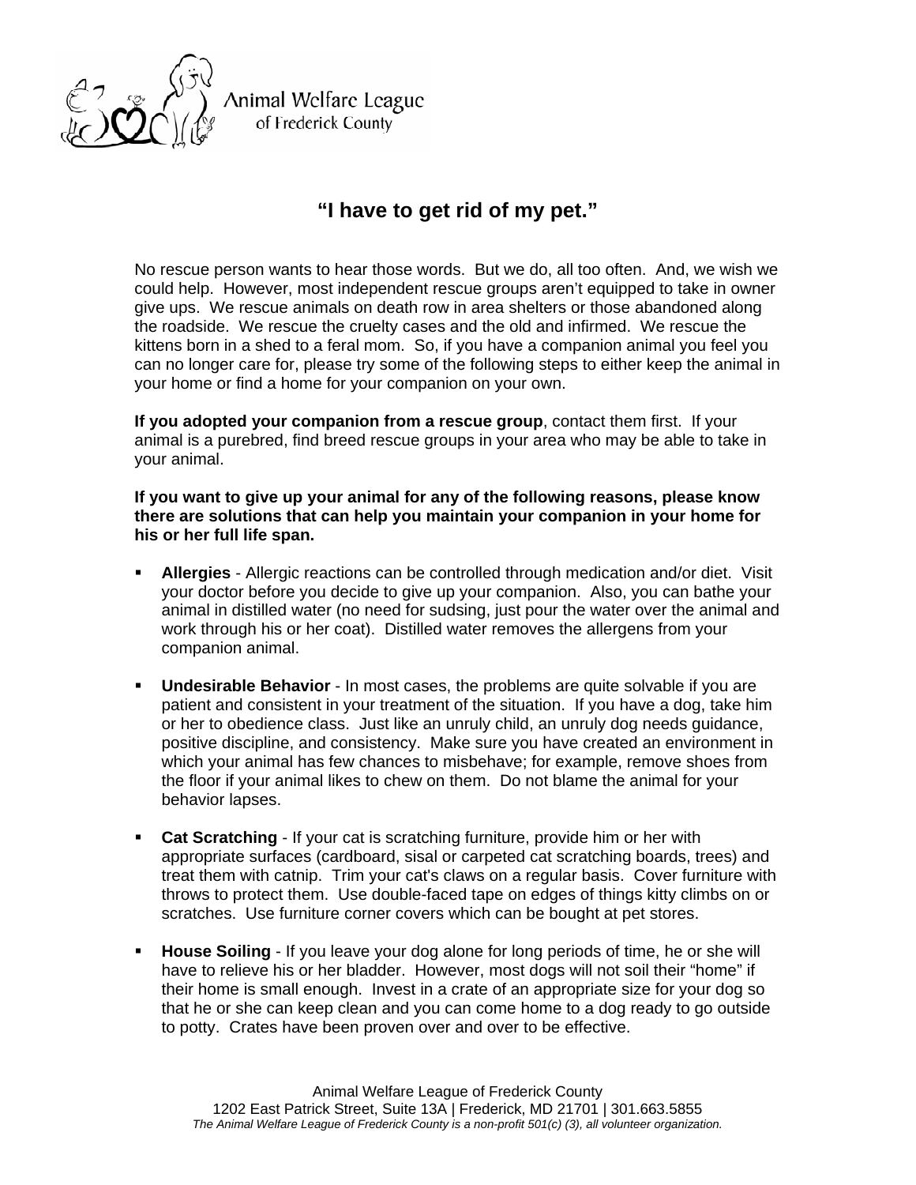Animal Welfare League
of Frederick County

# "I have to get rid of my pet."

No rescue person wants to hear those words. But we do, all too often. And, we wish we could help. However, most independent rescue groups aren't equipped to take in owner give ups. We rescue animals on death row in area shelters or those abandoned along the roadside. We rescue the cruelty cases and the old and infirmed. We rescue the kittens born in a shed to a feral mom. So, if you have a companion animal you feel you can no longer care for, please try some of the following steps to either keep the animal in your home or find a home for your companion on your own.

**If you adopted your companion from a rescue group**, contact them first. If your animal is a purebred, find breed rescue groups in your area who may be able to take in your animal.

**If you want to give up your animal for any of the following reasons, please know there are solutions that can help you maintain your companion in your home for his or her full life span.**

- **Allergies** - Allergic reactions can be controlled through medication and/or diet. Visit your doctor before you decide to give up your companion. Also, you can bathe your animal in distilled water (no need for sudsing, just pour the water over the animal and work through his or her coat). Distilled water removes the allergens from your companion animal.

- **Undesirable Behavior** - In most cases, the problems are quite solvable if you are patient and consistent in your treatment of the situation. If you have a dog, take him or her to obedience class. Just like an unruly child, an unruly dog needs guidance, positive discipline, and consistency. Make sure you have created an environment in which your animal has few chances to misbehave; for example, remove shoes from the floor if your animal likes to chew on them. Do not blame the animal for your behavior lapses.

- **Cat Scratching** - If your cat is scratching furniture, provide him or her with appropriate surfaces (cardboard, sisal or carpeted cat scratching boards, trees) and treat them with catnip. Trim your cat's claws on a regular basis. Cover furniture with throws to protect them. Use double-faced tape on edges of things kitty climbs on or scratches. Use furniture corner covers which can be bought at pet stores.

- **House Soiling** - If you leave your dog alone for long periods of time, he or she will have to relieve his or her bladder. However, most dogs will not soil their "home" if their home is small enough. Invest in a crate of an appropriate size for your dog so that he or she can keep clean and you can come home to a dog ready to go outside to potty. Crates have been proven over and over to be effective.

Animal Welfare League of Frederick County
1202 East Patrick Street, Suite 13A | Frederick, MD 21701 | 301.663.5855
*The Animal Welfare League of Frederick County is a non-profit 501(c) (3), all volunteer organization.*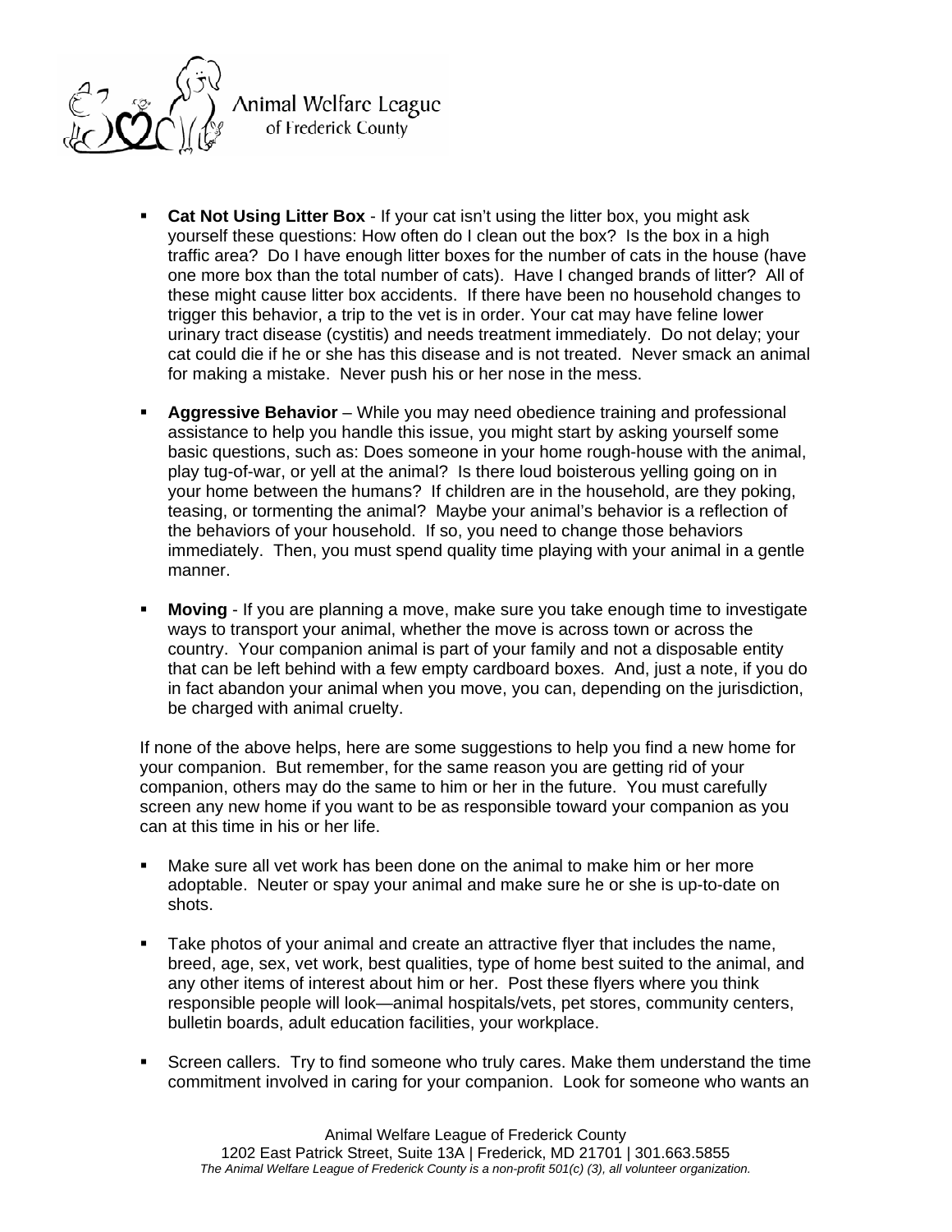- **Cat Not Using Litter Box** - If your cat isn't using the litter box, you might ask yourself these questions: How often do I clean out the box? Is the box in a high traffic area? Do I have enough litter boxes for the number of cats in the house (have one more box than the total number of cats). Have I changed brands of litter? All of these might cause litter box accidents. If there have been no household changes to trigger this behavior, a trip to the vet is in order. Your cat may have feline lower urinary tract disease (cystitis) and needs treatment immediately. Do not delay; your cat could die if he or she has this disease and is not treated. Never smack an animal for making a mistake. Never push his or her nose in the mess.

- **Aggressive Behavior** – While you may need obedience training and professional assistance to help you handle this issue, you might start by asking yourself some basic questions, such as: Does someone in your home rough-house with the animal, play tug-of-war, or yell at the animal? Is there loud boisterous yelling going on in your home between the humans? If children are in the household, are they poking, teasing, or tormenting the animal? Maybe your animal's behavior is a reflection of the behaviors of your household. If so, you need to change those behaviors immediately. Then, you must spend quality time playing with your animal in a gentle manner.

- **Moving** - If you are planning a move, make sure you take enough time to investigate ways to transport your animal, whether the move is across town or across the country. Your companion animal is part of your family and not a disposable entity that can be left behind with a few empty cardboard boxes. And, just a note, if you do in fact abandon your animal when you move, you can, depending on the jurisdiction, be charged with animal cruelty.

If none of the above helps, here are some suggestions to help you find a new home for your companion. But remember, for the same reason you are getting rid of your companion, others may do the same to him or her in the future. You must carefully screen any new home if you want to be as responsible toward your companion as you can at this time in his or her life.

- Make sure all vet work has been done on the animal to make him or her more adoptable. Neuter or spay your animal and make sure he or she is up-to-date on shots.

- Take photos of your animal and create an attractive flyer that includes the name, breed, age, sex, vet work, best qualities, type of home best suited to the animal, and any other items of interest about him or her. Post these flyers where you think responsible people will look—animal hospitals/vets, pet stores, community centers, bulletin boards, adult education facilities, your workplace.

- Screen callers. Try to find someone who truly cares. Make them understand the time commitment involved in caring for your companion. Look for someone who wants an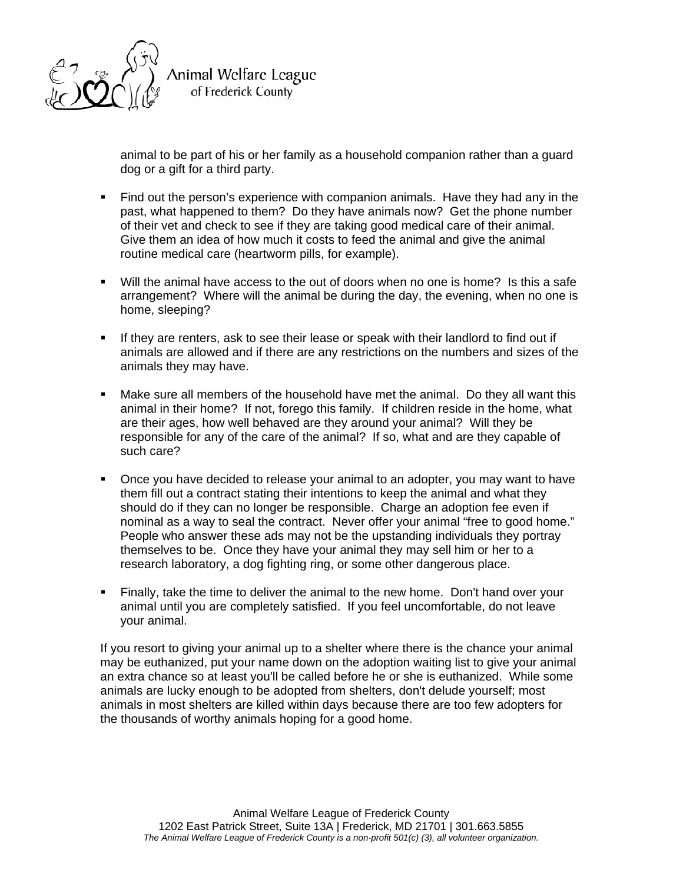animal to be part of his or her family as a household companion rather than a guard dog or a gift for a third party.

- Find out the person's experience with companion animals. Have they had any in the past, what happened to them? Do they have animals now? Get the phone number of their vet and check to see if they are taking good medical care of their animal. Give them an idea of how much it costs to feed the animal and give the animal routine medical care (heartworm pills, for example).

- Will the animal have access to the out of doors when no one is home? Is this a safe arrangement? Where will the animal be during the day, the evening, when no one is home, sleeping?

- If they are renters, ask to see their lease or speak with their landlord to find out if animals are allowed and if there are any restrictions on the numbers and sizes of the animals they may have.

- Make sure all members of the household have met the animal. Do they all want this animal in their home? If not, forego this family. If children reside in the home, what are their ages, how well behaved are they around your animal? Will they be responsible for any of the care of the animal? If so, what and are they capable of such care?

- Once you have decided to release your animal to an adopter, you may want to have them fill out a contract stating their intentions to keep the animal and what they should do if they can no longer be responsible. Charge an adoption fee even if nominal as a way to seal the contract. Never offer your animal "free to good home." People who answer these ads may not be the upstanding individuals they portray themselves to be. Once they have your animal they may sell him or her to a research laboratory, a dog fighting ring, or some other dangerous place.

- Finally, take the time to deliver the animal to the new home. Don't hand over your animal until you are completely satisfied. If you feel uncomfortable, do not leave your animal.

If you resort to giving your animal up to a shelter where there is the chance your animal may be euthanized, put your name down on the adoption waiting list to give your animal an extra chance so at least you'll be called before he or she is euthanized. While some animals are lucky enough to be adopted from shelters, don't delude yourself; most animals in most shelters are killed within days because there are too few adopters for the thousands of worthy animals hoping for a good home.